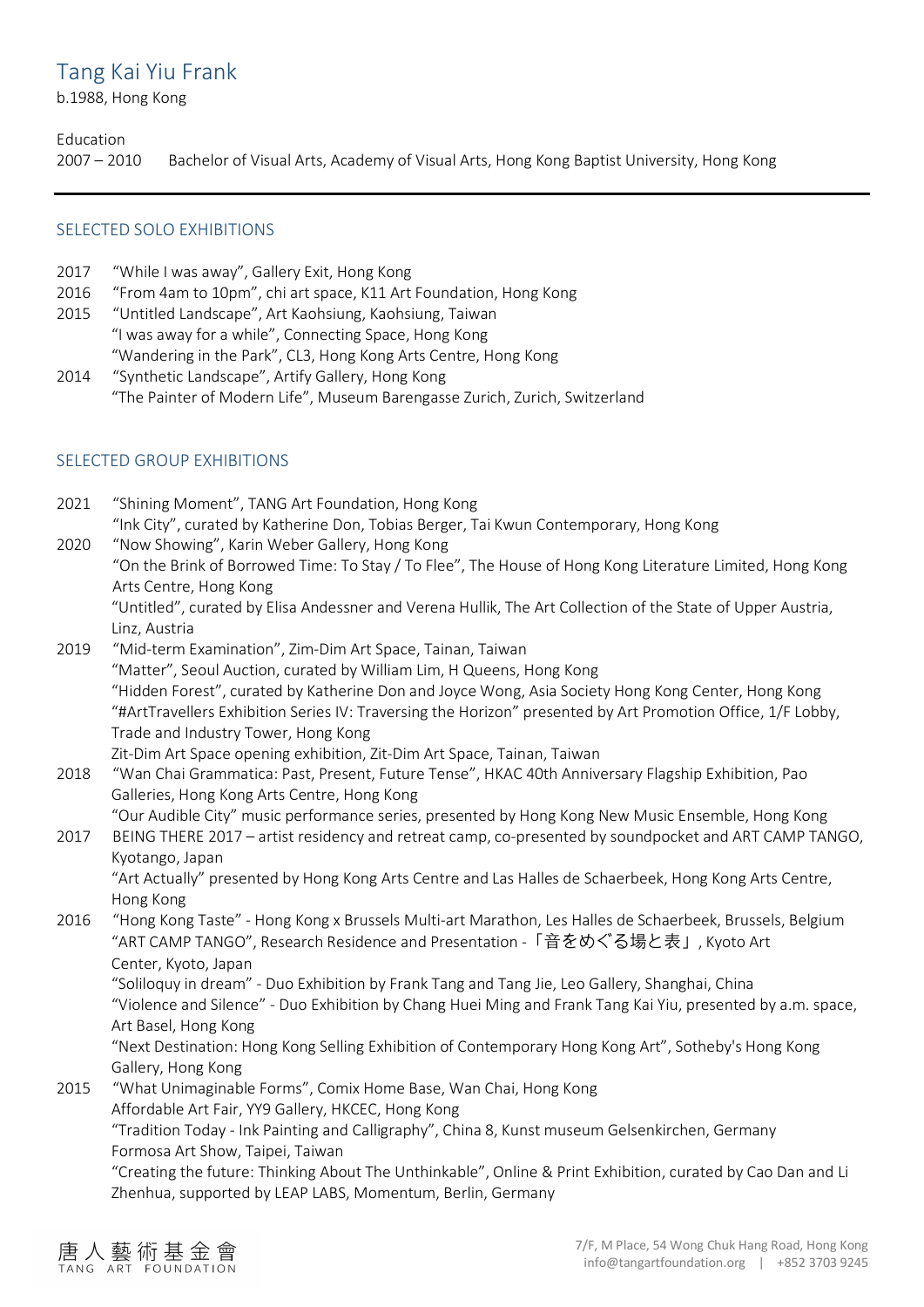# Tang Kai Yiu Frank

b.1988, Hong Kong

Education

2007 – 2010 Bachelor of Visual Arts, Academy of Visual Arts, Hong Kong Baptist University, Hong Kong

---

## SELECTED SOLO EXHIBITIONS

2017 "While I was away", Gallery Exit, Hong Kong

2016 "From 4am to 10pm", chi art space, K11 Art Foundation, Hong Kong

2015 "Untitled Landscape", Art Kaohsiung, Kaohsiung, Taiwan
"I was away for a while", Connecting Space, Hong Kong
"Wandering in the Park", CL3, Hong Kong Arts Centre, Hong Kong

2014 "Synthetic Landscape", Artify Gallery, Hong Kong
"The Painter of Modern Life", Museum Barengasse Zurich, Zurich, Switzerland

## SELECTED GROUP EXHIBITIONS

2021 "Shining Moment", TANG Art Foundation, Hong Kong
"Ink City", curated by Katherine Don, Tobias Berger, Tai Kwun Contemporary, Hong Kong

2020 "Now Showing", Karin Weber Gallery, Hong Kong
"On the Brink of Borrowed Time: To Stay / To Flee", The House of Hong Kong Literature Limited, Hong Kong Arts Centre, Hong Kong
"Untitled", curated by Elisa Andessner and Verena Hullik, The Art Collection of the State of Upper Austria, Linz, Austria

2019 "Mid-term Examination", Zim-Dim Art Space, Tainan, Taiwan
"Matter", Seoul Auction, curated by William Lim, H Queens, Hong Kong
"Hidden Forest", curated by Katherine Don and Joyce Wong, Asia Society Hong Kong Center, Hong Kong
"#ArtTravellers Exhibition Series IV: Traversing the Horizon" presented by Art Promotion Office, 1/F Lobby, Trade and Industry Tower, Hong Kong
Zit-Dim Art Space opening exhibition, Zit-Dim Art Space, Tainan, Taiwan

2018 "Wan Chai Grammatica: Past, Present, Future Tense", HKAC 40th Anniversary Flagship Exhibition, Pao Galleries, Hong Kong Arts Centre, Hong Kong
"Our Audible City" music performance series, presented by Hong Kong New Music Ensemble, Hong Kong

2017 BEING THERE 2017 – artist residency and retreat camp, co-presented by soundpocket and ART CAMP TANGO, Kyotango, Japan
"Art Actually" presented by Hong Kong Arts Centre and Las Halles de Schaerbeek, Hong Kong Arts Centre, Hong Kong

2016 "Hong Kong Taste" - Hong Kong x Brussels Multi-art Marathon, Les Halles de Schaerbeek, Brussels, Belgium
"ART CAMP TANGO", Research Residence and Presentation -「音をめぐる場と表」, Kyoto Art Center, Kyoto, Japan
"Soliloquy in dream" - Duo Exhibition by Frank Tang and Tang Jie, Leo Gallery, Shanghai, China
"Violence and Silence" - Duo Exhibition by Chang Huei Ming and Frank Tang Kai Yiu, presented by a.m. space, Art Basel, Hong Kong
"Next Destination: Hong Kong Selling Exhibition of Contemporary Hong Kong Art", Sotheby's Hong Kong Gallery, Hong Kong

2015 "What Unimaginable Forms", Comix Home Base, Wan Chai, Hong Kong
Affordable Art Fair, YY9 Gallery, HKCEC, Hong Kong
"Tradition Today - Ink Painting and Calligraphy", China 8, Kunst museum Gelsenkirchen, Germany
Formosa Art Show, Taipei, Taiwan
"Creating the future: Thinking About The Unthinkable", Online & Print Exhibition, curated by Cao Dan and Li Zhenhua, supported by LEAP LABS, Momentum, Berlin, Germany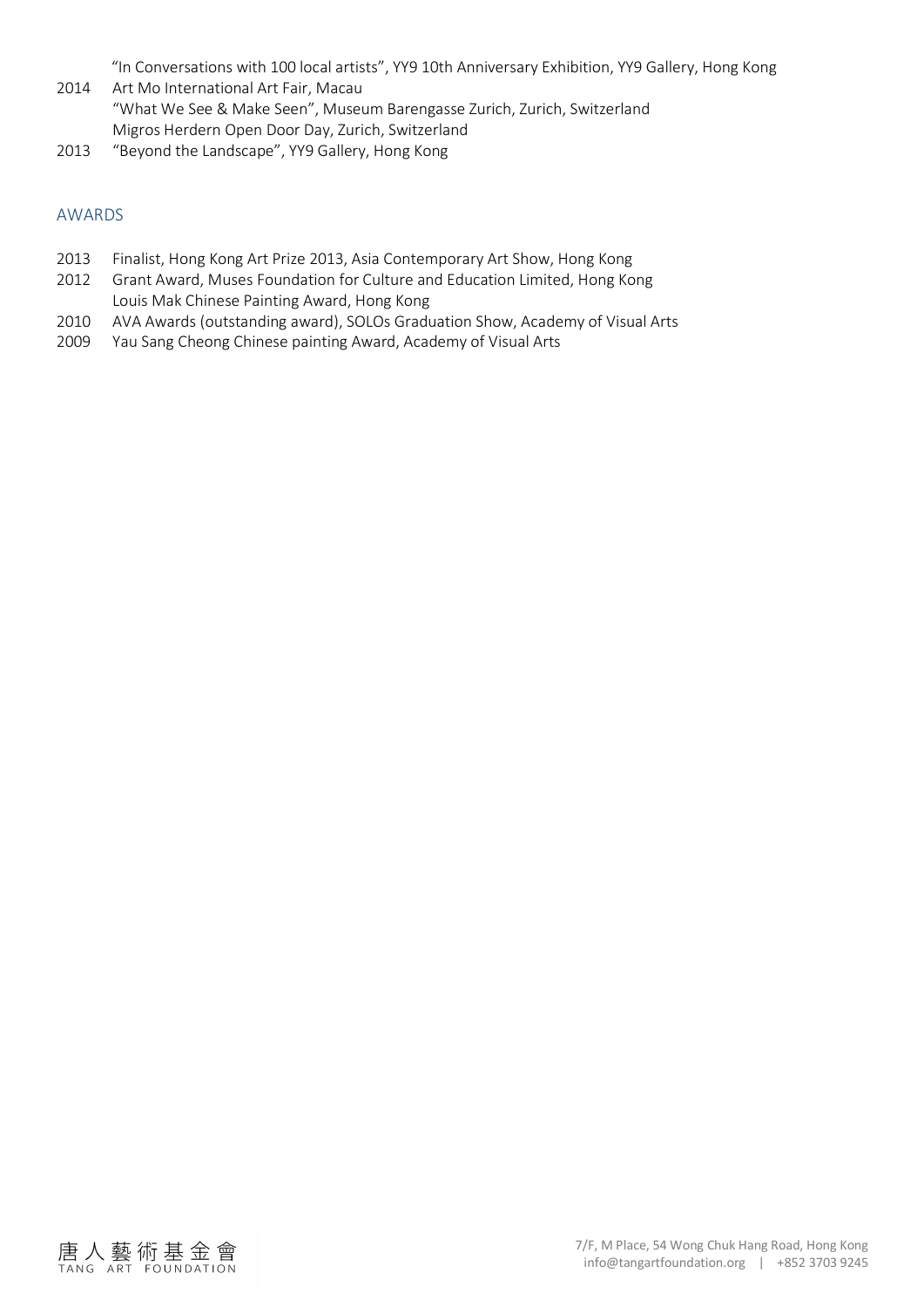"In Conversations with 100 local artists", YY9 10th Anniversary Exhibition, YY9 Gallery, Hong Kong

2014 Art Mo International Art Fair, Macau
"What We See & Make Seen", Museum Barengasse Zurich, Zurich, Switzerland
Migros Herdern Open Door Day, Zurich, Switzerland

2013 "Beyond the Landscape", YY9 Gallery, Hong Kong

## AWARDS

2013 Finalist, Hong Kong Art Prize 2013, Asia Contemporary Art Show, Hong Kong

2012 Grant Award, Muses Foundation for Culture and Education Limited, Hong Kong
Louis Mak Chinese Painting Award, Hong Kong

2010 AVA Awards (outstanding award), SOLOs Graduation Show, Academy of Visual Arts

2009 Yau Sang Cheong Chinese painting Award, Academy of Visual Arts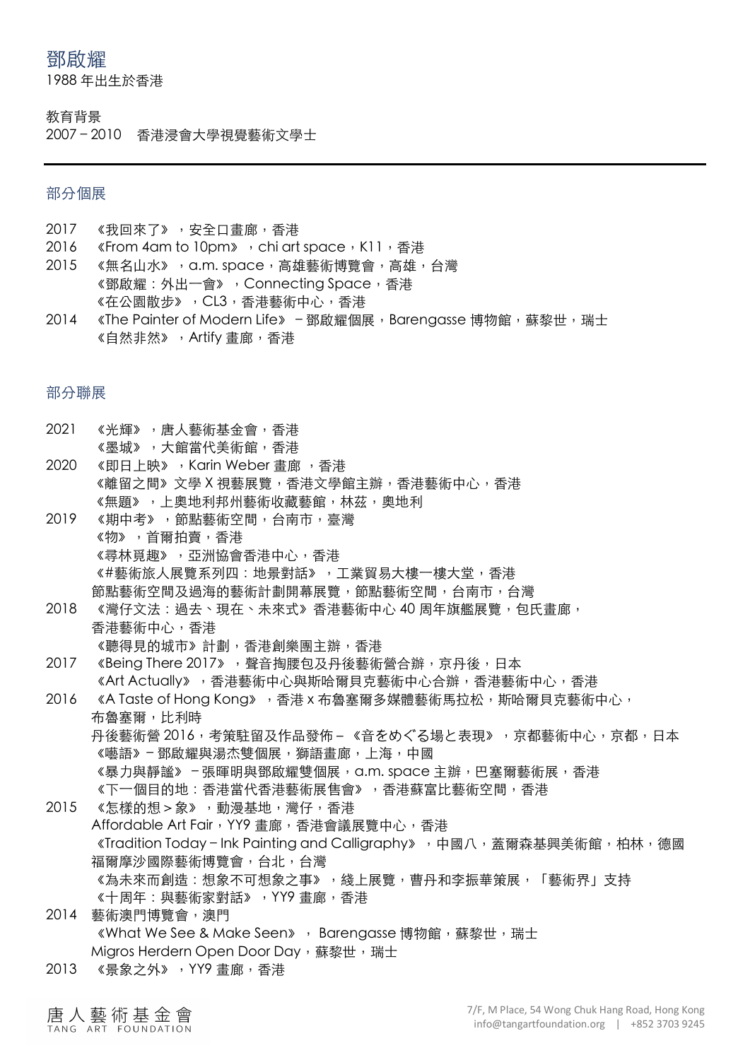# 鄧啟耀

1988 年出生於香港

教育背景

2007 – 2010　香港浸會大學視覺藝術文學士

---

## 部分個展

2017　《我回來了》，安全口畫廊，香港

2016　《From 4am to 10pm》，chi art space，K11，香港

2015　《無名山水》，a.m. space，高雄藝術博覽會，高雄，台灣
　　　《鄧啟耀：外出一會》，Connecting Space，香港
　　　《在公園散步》，CL3，香港藝術中心，香港

2014　《The Painter of Modern Life》 – 鄧啟耀個展，Barengasse 博物館，蘇黎世，瑞士
　　　《自然非然》，Artify 畫廊，香港

## 部分聯展

2021　《光輝》，唐人藝術基金會，香港
　　　《墨城》，大館當代美術館，香港

2020　《即日上映》，Karin Weber 畫廊 ，香港
　　　《離留之間》文學 X 視藝展覽，香港文學館主辦，香港藝術中心，香港
　　　《無題》，上奧地利邦州藝術收藏藝館，林茲，奧地利

2019　《期中考》，節點藝術空間，台南市，臺灣
　　　《物》，首爾拍賣，香港
　　　《尋林覓趣》，亞洲協會香港中心，香港
　　　《#藝術旅人展覽系列四：地景對話》，工業貿易大樓一樓大堂，香港
　　　節點藝術空間及過海的藝術計劃開幕展覽，節點藝術空間，台南市，台灣

2018　《灣仔文法：過去、現在、未來式》香港藝術中心 40 周年旗艦展覽，包氏畫廊，香港藝術中心，香港
　　　《聽得見的城市》計劃，香港創樂團主辦，香港

2017　《Being There 2017》，聲音掏腰包及丹後藝術營合辦，京丹後，日本
　　　《Art Actually》，香港藝術中心與斯哈爾貝克藝術中心合辦，香港藝術中心，香港

2016　《A Taste of Hong Kong》，香港 x 布魯塞爾多媒體藝術馬拉松，斯哈爾貝克藝術中心，布魯塞爾，比利時
　　　丹後藝術營 2016，考策駐留及作品發佈 – 《音をめぐる場と表現》，京都藝術中心，京都，日本
　　　《囈語》– 鄧啟耀與湯杰雙個展，獅語畫廊，上海，中國
　　　《暴力與靜謐》 – 張暉明與鄧啟耀雙個展，a.m. space 主辦，巴塞爾藝術展，香港
　　　《下一個目的地：香港當代香港藝術展售會》，香港蘇富比藝術空間，香港

2015　《怎樣的想 > 象》，動漫基地，灣仔，香港
　　　Affordable Art Fair，YY9 畫廊，香港會議展覽中心，香港
　　　《Tradition Today – Ink Painting and Calligraphy》，中國八，蓋爾森基興美術館，柏林，德國
　　　福爾摩沙國際藝術博覽會，台北，台灣
　　　《為未來而創造：想象不可想象之事》，綫上展覽，曹丹和李振華策展，「藝術界」支持
　　　《十周年：與藝術家對話》，YY9 畫廊，香港

2014　藝術澳門博覽會，澳門
　　　《What We See & Make Seen》， Barengasse 博物館，蘇黎世，瑞士
　　　Migros Herdern Open Door Day，蘇黎世，瑞士

2013　《景象之外》，YY9 畫廊，香港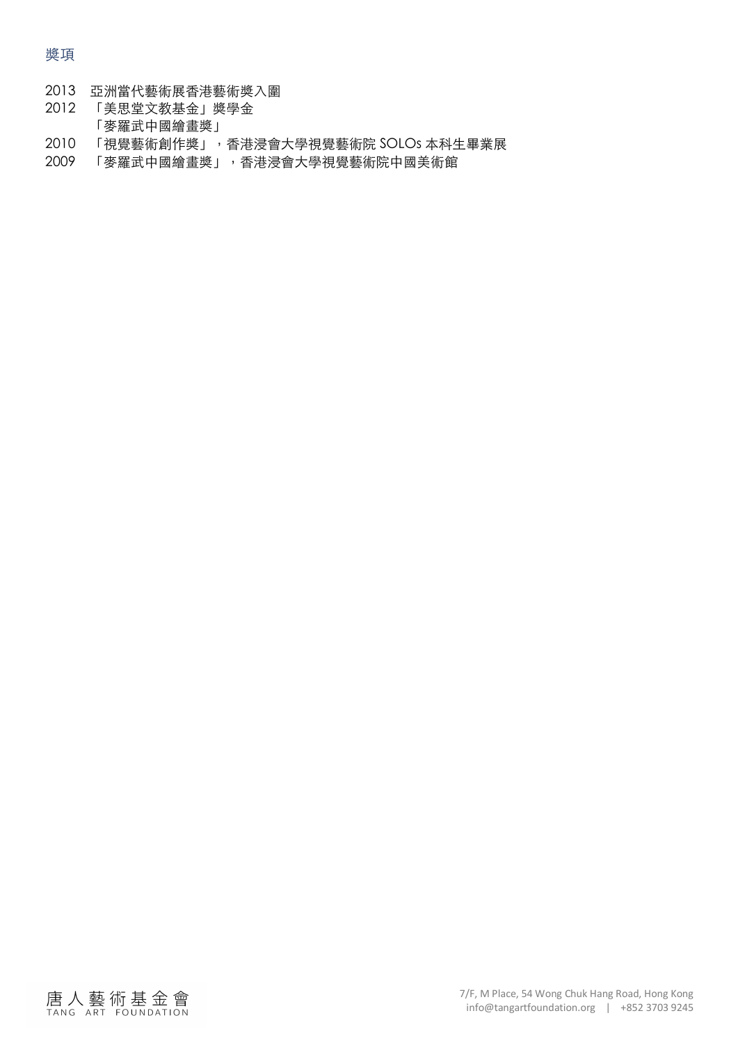## 獎項

2013 亞洲當代藝術展香港藝術獎入圍

2012 「美思堂文教基金」獎學金

「麥羅武中國繪畫獎」

2010 「視覺藝術創作獎」，香港浸會大學視覺藝術院 SOLOs 本科生畢業展

2009 「麥羅武中國繪畫獎」，香港浸會大學視覺藝術院中國美術館